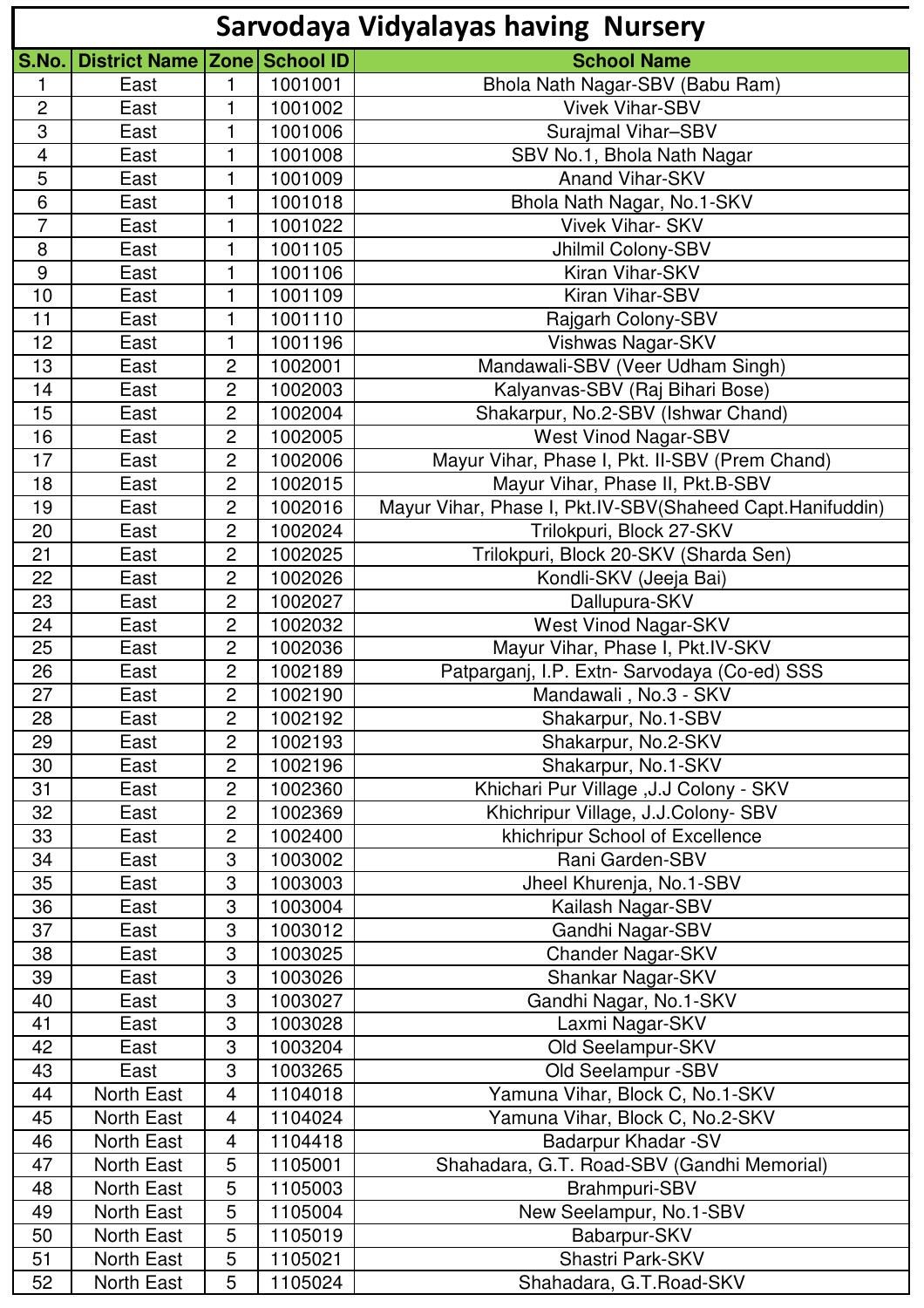# Sarvodaya Vidyalayas having Nursery

| S.No. | District Name | Zone | School ID | School Name |
|---|---|---|---|---|
| 1 | East | 1 | 1001001 | Bhola Nath Nagar-SBV (Babu Ram) |
| 2 | East | 1 | 1001002 | Vivek Vihar-SBV |
| 3 | East | 1 | 1001006 | Surajmal Vihar–SBV |
| 4 | East | 1 | 1001008 | SBV No.1, Bhola Nath Nagar |
| 5 | East | 1 | 1001009 | Anand Vihar-SKV |
| 6 | East | 1 | 1001018 | Bhola Nath Nagar, No.1-SKV |
| 7 | East | 1 | 1001022 | Vivek Vihar- SKV |
| 8 | East | 1 | 1001105 | Jhilmil Colony-SBV |
| 9 | East | 1 | 1001106 | Kiran Vihar-SKV |
| 10 | East | 1 | 1001109 | Kiran Vihar-SBV |
| 11 | East | 1 | 1001110 | Rajgarh Colony-SBV |
| 12 | East | 1 | 1001196 | Vishwas Nagar-SKV |
| 13 | East | 2 | 1002001 | Mandawali-SBV (Veer Udham Singh) |
| 14 | East | 2 | 1002003 | Kalyanvas-SBV (Raj Bihari Bose) |
| 15 | East | 2 | 1002004 | Shakarpur, No.2-SBV (Ishwar Chand) |
| 16 | East | 2 | 1002005 | West Vinod Nagar-SBV |
| 17 | East | 2 | 1002006 | Mayur Vihar, Phase I, Pkt. II-SBV (Prem Chand) |
| 18 | East | 2 | 1002015 | Mayur Vihar, Phase II, Pkt.B-SBV |
| 19 | East | 2 | 1002016 | Mayur Vihar, Phase I, Pkt.IV-SBV(Shaheed Capt.Hanifuddin) |
| 20 | East | 2 | 1002024 | Trilokpuri, Block 27-SKV |
| 21 | East | 2 | 1002025 | Trilokpuri, Block 20-SKV (Sharda Sen) |
| 22 | East | 2 | 1002026 | Kondli-SKV (Jeeja Bai) |
| 23 | East | 2 | 1002027 | Dallupura-SKV |
| 24 | East | 2 | 1002032 | West Vinod Nagar-SKV |
| 25 | East | 2 | 1002036 | Mayur Vihar, Phase I, Pkt.IV-SKV |
| 26 | East | 2 | 1002189 | Patparganj, I.P. Extn- Sarvodaya (Co-ed) SSS |
| 27 | East | 2 | 1002190 | Mandawali , No.3 - SKV |
| 28 | East | 2 | 1002192 | Shakarpur, No.1-SBV |
| 29 | East | 2 | 1002193 | Shakarpur, No.2-SKV |
| 30 | East | 2 | 1002196 | Shakarpur, No.1-SKV |
| 31 | East | 2 | 1002360 | Khichari Pur Village ,J.J Colony - SKV |
| 32 | East | 2 | 1002369 | Khichripur Village, J.J.Colony- SBV |
| 33 | East | 2 | 1002400 | khichripur School of Excellence |
| 34 | East | 3 | 1003002 | Rani Garden-SBV |
| 35 | East | 3 | 1003003 | Jheel Khurenja, No.1-SBV |
| 36 | East | 3 | 1003004 | Kailash Nagar-SBV |
| 37 | East | 3 | 1003012 | Gandhi Nagar-SBV |
| 38 | East | 3 | 1003025 | Chander Nagar-SKV |
| 39 | East | 3 | 1003026 | Shankar Nagar-SKV |
| 40 | East | 3 | 1003027 | Gandhi Nagar, No.1-SKV |
| 41 | East | 3 | 1003028 | Laxmi Nagar-SKV |
| 42 | East | 3 | 1003204 | Old Seelampur-SKV |
| 43 | East | 3 | 1003265 | Old Seelampur -SBV |
| 44 | North East | 4 | 1104018 | Yamuna Vihar, Block C, No.1-SKV |
| 45 | North East | 4 | 1104024 | Yamuna Vihar, Block C, No.2-SKV |
| 46 | North East | 4 | 1104418 | Badarpur Khadar -SV |
| 47 | North East | 5 | 1105001 | Shahadara, G.T. Road-SBV (Gandhi Memorial) |
| 48 | North East | 5 | 1105003 | Brahmpuri-SBV |
| 49 | North East | 5 | 1105004 | New Seelampur, No.1-SBV |
| 50 | North East | 5 | 1105019 | Babarpur-SKV |
| 51 | North East | 5 | 1105021 | Shastri Park-SKV |
| 52 | North East | 5 | 1105024 | Shahadara, G.T.Road-SKV |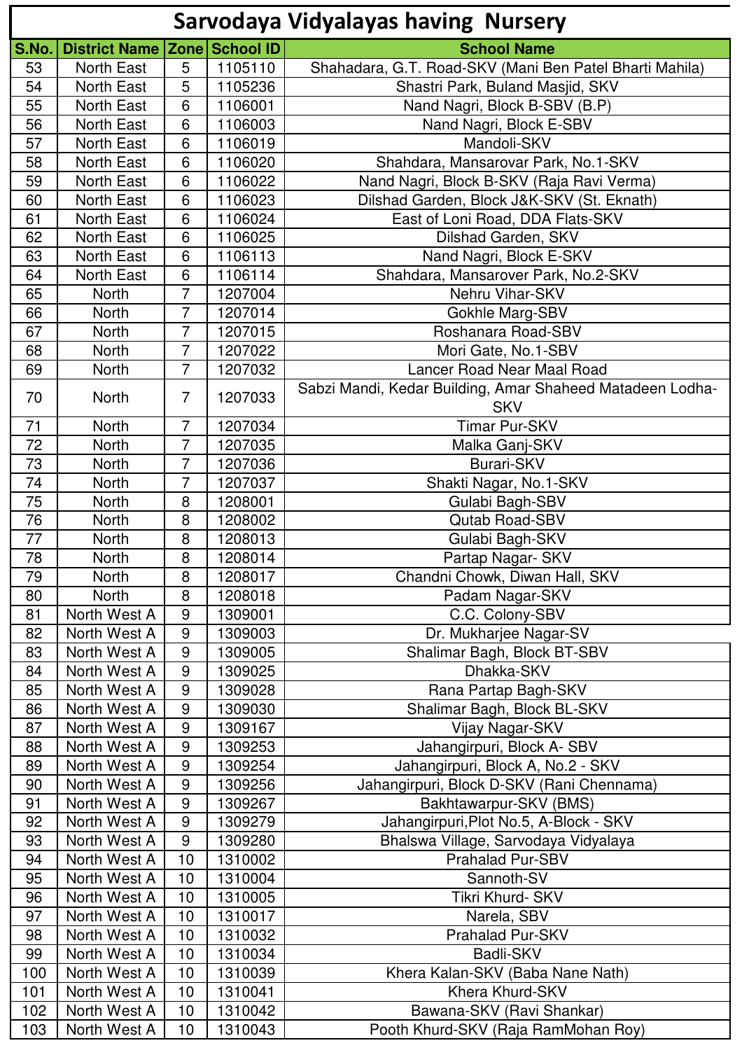# Sarvodaya Vidyalayas having Nursery

| S.No. | District Name | Zone | School ID | School Name |
|---|---|---|---|---|
| 53 | North East | 5 | 1105110 | Shahadara, G.T. Road-SKV (Mani Ben Patel Bharti Mahila) |
| 54 | North East | 5 | 1105236 | Shastri Park, Buland Masjid, SKV |
| 55 | North East | 6 | 1106001 | Nand Nagri, Block B-SBV (B.P) |
| 56 | North East | 6 | 1106003 | Nand Nagri, Block E-SBV |
| 57 | North East | 6 | 1106019 | Mandoli-SKV |
| 58 | North East | 6 | 1106020 | Shahdara, Mansarovar Park, No.1-SKV |
| 59 | North East | 6 | 1106022 | Nand Nagri, Block B-SKV (Raja Ravi Verma) |
| 60 | North East | 6 | 1106023 | Dilshad Garden, Block J&K-SKV (St. Eknath) |
| 61 | North East | 6 | 1106024 | East of Loni Road, DDA Flats-SKV |
| 62 | North East | 6 | 1106025 | Dilshad Garden, SKV |
| 63 | North East | 6 | 1106113 | Nand Nagri, Block E-SKV |
| 64 | North East | 6 | 1106114 | Shahdara, Mansarover Park, No.2-SKV |
| 65 | North | 7 | 1207004 | Nehru Vihar-SKV |
| 66 | North | 7 | 1207014 | Gokhle Marg-SBV |
| 67 | North | 7 | 1207015 | Roshanara Road-SBV |
| 68 | North | 7 | 1207022 | Mori Gate, No.1-SBV |
| 69 | North | 7 | 1207032 | Lancer Road Near Maal Road |
| 70 | North | 7 | 1207033 | Sabzi Mandi, Kedar Building, Amar Shaheed Matadeen Lodha-SKV |
| 71 | North | 7 | 1207034 | Timar Pur-SKV |
| 72 | North | 7 | 1207035 | Malka Ganj-SKV |
| 73 | North | 7 | 1207036 | Burari-SKV |
| 74 | North | 7 | 1207037 | Shakti Nagar, No.1-SKV |
| 75 | North | 8 | 1208001 | Gulabi Bagh-SBV |
| 76 | North | 8 | 1208002 | Qutab Road-SBV |
| 77 | North | 8 | 1208013 | Gulabi Bagh-SKV |
| 78 | North | 8 | 1208014 | Partap Nagar- SKV |
| 79 | North | 8 | 1208017 | Chandni Chowk, Diwan Hall, SKV |
| 80 | North | 8 | 1208018 | Padam Nagar-SKV |
| 81 | North West A | 9 | 1309001 | C.C. Colony-SBV |
| 82 | North West A | 9 | 1309003 | Dr. Mukharjee Nagar-SV |
| 83 | North West A | 9 | 1309005 | Shalimar Bagh, Block BT-SBV |
| 84 | North West A | 9 | 1309025 | Dhakka-SKV |
| 85 | North West A | 9 | 1309028 | Rana Partap Bagh-SKV |
| 86 | North West A | 9 | 1309030 | Shalimar Bagh, Block BL-SKV |
| 87 | North West A | 9 | 1309167 | Vijay Nagar-SKV |
| 88 | North West A | 9 | 1309253 | Jahangirpuri, Block A- SBV |
| 89 | North West A | 9 | 1309254 | Jahangirpuri, Block A, No.2 - SKV |
| 90 | North West A | 9 | 1309256 | Jahangirpuri, Block D-SKV (Rani Chennama) |
| 91 | North West A | 9 | 1309267 | Bakhtawarpur-SKV (BMS) |
| 92 | North West A | 9 | 1309279 | Jahangirpuri,Plot No.5, A-Block - SKV |
| 93 | North West A | 9 | 1309280 | Bhalswa Village, Sarvodaya Vidyalaya |
| 94 | North West A | 10 | 1310002 | Prahalad Pur-SBV |
| 95 | North West A | 10 | 1310004 | Sannoth-SV |
| 96 | North West A | 10 | 1310005 | Tikri Khurd- SKV |
| 97 | North West A | 10 | 1310017 | Narela, SBV |
| 98 | North West A | 10 | 1310032 | Prahalad Pur-SKV |
| 99 | North West A | 10 | 1310034 | Badli-SKV |
| 100 | North West A | 10 | 1310039 | Khera Kalan-SKV (Baba Nane Nath) |
| 101 | North West A | 10 | 1310041 | Khera Khurd-SKV |
| 102 | North West A | 10 | 1310042 | Bawana-SKV (Ravi Shankar) |
| 103 | North West A | 10 | 1310043 | Pooth Khurd-SKV (Raja RamMohan Roy) |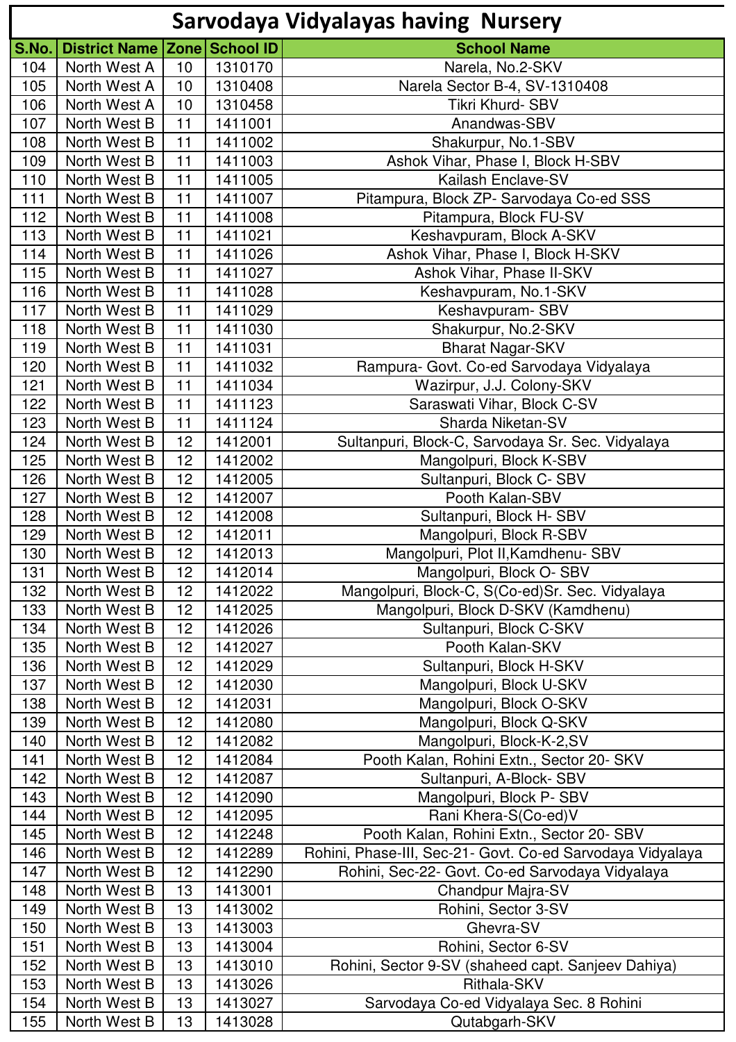# Sarvodaya Vidyalayas having Nursery

| S.No. | District Name | Zone | School ID | School Name |
|---|---|---|---|---|
| 104 | North West A | 10 | 1310170 | Narela, No.2-SKV |
| 105 | North West A | 10 | 1310408 | Narela Sector B-4, SV-1310408 |
| 106 | North West A | 10 | 1310458 | Tikri Khurd- SBV |
| 107 | North West B | 11 | 1411001 | Anandwas-SBV |
| 108 | North West B | 11 | 1411002 | Shakurpur, No.1-SBV |
| 109 | North West B | 11 | 1411003 | Ashok Vihar, Phase I, Block H-SBV |
| 110 | North West B | 11 | 1411005 | Kailash Enclave-SV |
| 111 | North West B | 11 | 1411007 | Pitampura, Block ZP- Sarvodaya Co-ed SSS |
| 112 | North West B | 11 | 1411008 | Pitampura, Block FU-SV |
| 113 | North West B | 11 | 1411021 | Keshavpuram, Block A-SKV |
| 114 | North West B | 11 | 1411026 | Ashok Vihar, Phase I, Block H-SKV |
| 115 | North West B | 11 | 1411027 | Ashok Vihar, Phase II-SKV |
| 116 | North West B | 11 | 1411028 | Keshavpuram, No.1-SKV |
| 117 | North West B | 11 | 1411029 | Keshavpuram- SBV |
| 118 | North West B | 11 | 1411030 | Shakurpur, No.2-SKV |
| 119 | North West B | 11 | 1411031 | Bharat Nagar-SKV |
| 120 | North West B | 11 | 1411032 | Rampura- Govt. Co-ed Sarvodaya Vidyalaya |
| 121 | North West B | 11 | 1411034 | Wazirpur, J.J. Colony-SKV |
| 122 | North West B | 11 | 1411123 | Saraswati Vihar, Block C-SV |
| 123 | North West B | 11 | 1411124 | Sharda Niketan-SV |
| 124 | North West B | 12 | 1412001 | Sultanpuri, Block-C, Sarvodaya Sr. Sec. Vidyalaya |
| 125 | North West B | 12 | 1412002 | Mangolpuri, Block K-SBV |
| 126 | North West B | 12 | 1412005 | Sultanpuri, Block C- SBV |
| 127 | North West B | 12 | 1412007 | Pooth Kalan-SBV |
| 128 | North West B | 12 | 1412008 | Sultanpuri, Block H- SBV |
| 129 | North West B | 12 | 1412011 | Mangolpuri, Block R-SBV |
| 130 | North West B | 12 | 1412013 | Mangolpuri, Plot II,Kamdhenu- SBV |
| 131 | North West B | 12 | 1412014 | Mangolpuri, Block O- SBV |
| 132 | North West B | 12 | 1412022 | Mangolpuri, Block-C, S(Co-ed)Sr. Sec. Vidyalaya |
| 133 | North West B | 12 | 1412025 | Mangolpuri, Block D-SKV (Kamdhenu) |
| 134 | North West B | 12 | 1412026 | Sultanpuri, Block C-SKV |
| 135 | North West B | 12 | 1412027 | Pooth Kalan-SKV |
| 136 | North West B | 12 | 1412029 | Sultanpuri, Block H-SKV |
| 137 | North West B | 12 | 1412030 | Mangolpuri, Block U-SKV |
| 138 | North West B | 12 | 1412031 | Mangolpuri, Block O-SKV |
| 139 | North West B | 12 | 1412080 | Mangolpuri, Block Q-SKV |
| 140 | North West B | 12 | 1412082 | Mangolpuri, Block-K-2,SV |
| 141 | North West B | 12 | 1412084 | Pooth Kalan, Rohini Extn., Sector 20- SKV |
| 142 | North West B | 12 | 1412087 | Sultanpuri, A-Block- SBV |
| 143 | North West B | 12 | 1412090 | Mangolpuri, Block P- SBV |
| 144 | North West B | 12 | 1412095 | Rani Khera-S(Co-ed)V |
| 145 | North West B | 12 | 1412248 | Pooth Kalan, Rohini Extn., Sector 20- SBV |
| 146 | North West B | 12 | 1412289 | Rohini, Phase-III, Sec-21- Govt. Co-ed Sarvodaya Vidyalaya |
| 147 | North West B | 12 | 1412290 | Rohini, Sec-22- Govt. Co-ed Sarvodaya Vidyalaya |
| 148 | North West B | 13 | 1413001 | Chandpur Majra-SV |
| 149 | North West B | 13 | 1413002 | Rohini, Sector 3-SV |
| 150 | North West B | 13 | 1413003 | Ghevra-SV |
| 151 | North West B | 13 | 1413004 | Rohini, Sector 6-SV |
| 152 | North West B | 13 | 1413010 | Rohini, Sector 9-SV (shaheed capt. Sanjeev Dahiya) |
| 153 | North West B | 13 | 1413026 | Rithala-SKV |
| 154 | North West B | 13 | 1413027 | Sarvodaya Co-ed Vidyalaya Sec. 8 Rohini |
| 155 | North West B | 13 | 1413028 | Qutabgarh-SKV |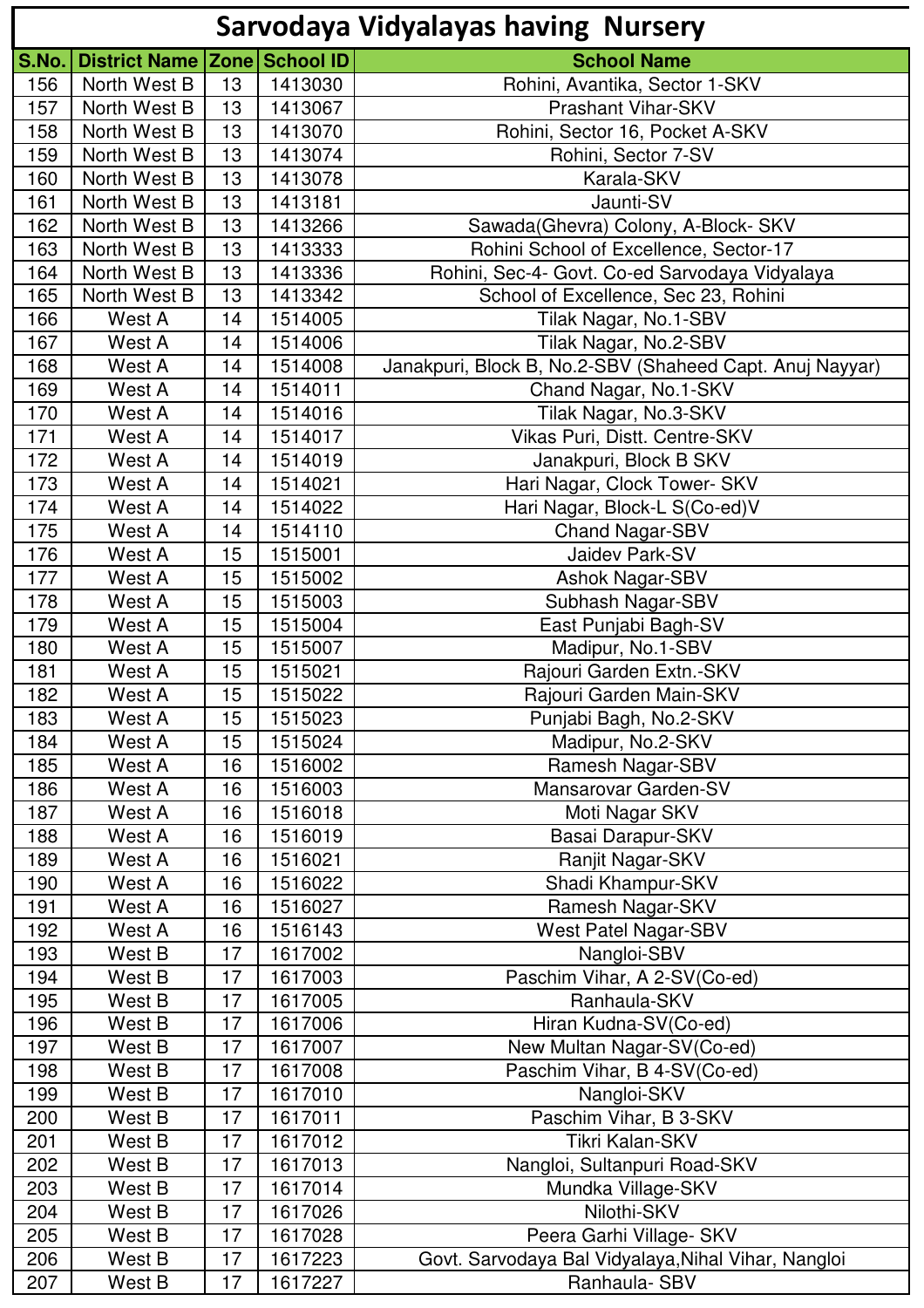# Sarvodaya Vidyalayas having Nursery

| S.No. | District Name | Zone | School ID | School Name |
|---|---|---|---|---|
| 156 | North West B | 13 | 1413030 | Rohini, Avantika, Sector 1-SKV |
| 157 | North West B | 13 | 1413067 | Prashant Vihar-SKV |
| 158 | North West B | 13 | 1413070 | Rohini, Sector 16, Pocket A-SKV |
| 159 | North West B | 13 | 1413074 | Rohini, Sector 7-SV |
| 160 | North West B | 13 | 1413078 | Karala-SKV |
| 161 | North West B | 13 | 1413181 | Jaunti-SV |
| 162 | North West B | 13 | 1413266 | Sawada(Ghevra) Colony, A-Block- SKV |
| 163 | North West B | 13 | 1413333 | Rohini School of Excellence, Sector-17 |
| 164 | North West B | 13 | 1413336 | Rohini, Sec-4- Govt. Co-ed Sarvodaya Vidyalaya |
| 165 | North West B | 13 | 1413342 | School of Excellence, Sec 23, Rohini |
| 166 | West A | 14 | 1514005 | Tilak Nagar, No.1-SBV |
| 167 | West A | 14 | 1514006 | Tilak Nagar, No.2-SBV |
| 168 | West A | 14 | 1514008 | Janakpuri, Block B, No.2-SBV (Shaheed Capt. Anuj Nayyar) |
| 169 | West A | 14 | 1514011 | Chand Nagar, No.1-SKV |
| 170 | West A | 14 | 1514016 | Tilak Nagar, No.3-SKV |
| 171 | West A | 14 | 1514017 | Vikas Puri, Distt. Centre-SKV |
| 172 | West A | 14 | 1514019 | Janakpuri, Block B SKV |
| 173 | West A | 14 | 1514021 | Hari Nagar, Clock Tower- SKV |
| 174 | West A | 14 | 1514022 | Hari Nagar, Block-L S(Co-ed)V |
| 175 | West A | 14 | 1514110 | Chand Nagar-SBV |
| 176 | West A | 15 | 1515001 | Jaidev Park-SV |
| 177 | West A | 15 | 1515002 | Ashok Nagar-SBV |
| 178 | West A | 15 | 1515003 | Subhash Nagar-SBV |
| 179 | West A | 15 | 1515004 | East Punjabi Bagh-SV |
| 180 | West A | 15 | 1515007 | Madipur, No.1-SBV |
| 181 | West A | 15 | 1515021 | Rajouri Garden Extn.-SKV |
| 182 | West A | 15 | 1515022 | Rajouri Garden Main-SKV |
| 183 | West A | 15 | 1515023 | Punjabi Bagh, No.2-SKV |
| 184 | West A | 15 | 1515024 | Madipur, No.2-SKV |
| 185 | West A | 16 | 1516002 | Ramesh Nagar-SBV |
| 186 | West A | 16 | 1516003 | Mansarovar Garden-SV |
| 187 | West A | 16 | 1516018 | Moti Nagar SKV |
| 188 | West A | 16 | 1516019 | Basai Darapur-SKV |
| 189 | West A | 16 | 1516021 | Ranjit Nagar-SKV |
| 190 | West A | 16 | 1516022 | Shadi Khampur-SKV |
| 191 | West A | 16 | 1516027 | Ramesh Nagar-SKV |
| 192 | West A | 16 | 1516143 | West Patel Nagar-SBV |
| 193 | West B | 17 | 1617002 | Nangloi-SBV |
| 194 | West B | 17 | 1617003 | Paschim Vihar, A 2-SV(Co-ed) |
| 195 | West B | 17 | 1617005 | Ranhaula-SKV |
| 196 | West B | 17 | 1617006 | Hiran Kudna-SV(Co-ed) |
| 197 | West B | 17 | 1617007 | New Multan Nagar-SV(Co-ed) |
| 198 | West B | 17 | 1617008 | Paschim Vihar, B 4-SV(Co-ed) |
| 199 | West B | 17 | 1617010 | Nangloi-SKV |
| 200 | West B | 17 | 1617011 | Paschim Vihar, B 3-SKV |
| 201 | West B | 17 | 1617012 | Tikri Kalan-SKV |
| 202 | West B | 17 | 1617013 | Nangloi, Sultanpuri Road-SKV |
| 203 | West B | 17 | 1617014 | Mundka Village-SKV |
| 204 | West B | 17 | 1617026 | Nilothi-SKV |
| 205 | West B | 17 | 1617028 | Peera Garhi Village- SKV |
| 206 | West B | 17 | 1617223 | Govt. Sarvodaya Bal Vidyalaya,Nihal Vihar, Nangloi |
| 207 | West B | 17 | 1617227 | Ranhaula- SBV |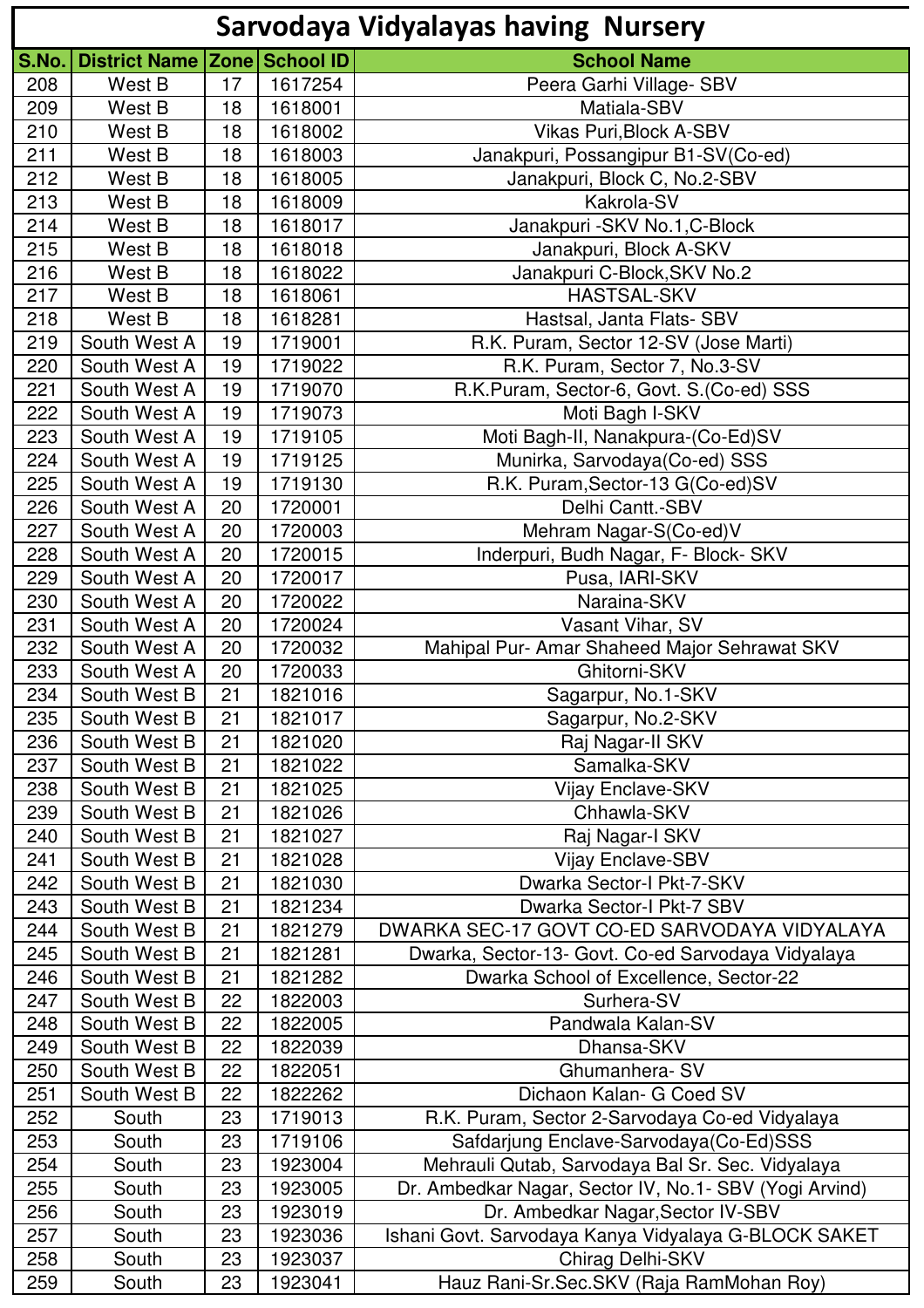# Sarvodaya Vidyalayas having Nursery

| S.No. | District Name | Zone | School ID | School Name |
|---|---|---|---|---|
| 208 | West B | 17 | 1617254 | Peera Garhi Village- SBV |
| 209 | West B | 18 | 1618001 | Matiala-SBV |
| 210 | West B | 18 | 1618002 | Vikas Puri,Block A-SBV |
| 211 | West B | 18 | 1618003 | Janakpuri, Possangipur B1-SV(Co-ed) |
| 212 | West B | 18 | 1618005 | Janakpuri, Block C, No.2-SBV |
| 213 | West B | 18 | 1618009 | Kakrola-SV |
| 214 | West B | 18 | 1618017 | Janakpuri -SKV No.1,C-Block |
| 215 | West B | 18 | 1618018 | Janakpuri, Block A-SKV |
| 216 | West B | 18 | 1618022 | Janakpuri C-Block,SKV No.2 |
| 217 | West B | 18 | 1618061 | HASTSAL-SKV |
| 218 | West B | 18 | 1618281 | Hastsal, Janta Flats- SBV |
| 219 | South West A | 19 | 1719001 | R.K. Puram, Sector 12-SV (Jose Marti) |
| 220 | South West A | 19 | 1719022 | R.K. Puram, Sector 7, No.3-SV |
| 221 | South West A | 19 | 1719070 | R.K.Puram, Sector-6, Govt. S.(Co-ed) SSS |
| 222 | South West A | 19 | 1719073 | Moti Bagh I-SKV |
| 223 | South West A | 19 | 1719105 | Moti Bagh-II, Nanakpura-(Co-Ed)SV |
| 224 | South West A | 19 | 1719125 | Munirka, Sarvodaya(Co-ed) SSS |
| 225 | South West A | 19 | 1719130 | R.K. Puram,Sector-13 G(Co-ed)SV |
| 226 | South West A | 20 | 1720001 | Delhi Cantt.-SBV |
| 227 | South West A | 20 | 1720003 | Mehram Nagar-S(Co-ed)V |
| 228 | South West A | 20 | 1720015 | Inderpuri, Budh Nagar, F- Block- SKV |
| 229 | South West A | 20 | 1720017 | Pusa, IARI-SKV |
| 230 | South West A | 20 | 1720022 | Naraina-SKV |
| 231 | South West A | 20 | 1720024 | Vasant Vihar, SV |
| 232 | South West A | 20 | 1720032 | Mahipal Pur- Amar Shaheed Major Sehrawat SKV |
| 233 | South West A | 20 | 1720033 | Ghitorni-SKV |
| 234 | South West B | 21 | 1821016 | Sagarpur, No.1-SKV |
| 235 | South West B | 21 | 1821017 | Sagarpur, No.2-SKV |
| 236 | South West B | 21 | 1821020 | Raj Nagar-II SKV |
| 237 | South West B | 21 | 1821022 | Samalka-SKV |
| 238 | South West B | 21 | 1821025 | Vijay Enclave-SKV |
| 239 | South West B | 21 | 1821026 | Chhawla-SKV |
| 240 | South West B | 21 | 1821027 | Raj Nagar-I SKV |
| 241 | South West B | 21 | 1821028 | Vijay Enclave-SBV |
| 242 | South West B | 21 | 1821030 | Dwarka Sector-I Pkt-7-SKV |
| 243 | South West B | 21 | 1821234 | Dwarka Sector-I Pkt-7 SBV |
| 244 | South West B | 21 | 1821279 | DWARKA SEC-17 GOVT CO-ED SARVODAYA VIDYALAYA |
| 245 | South West B | 21 | 1821281 | Dwarka, Sector-13- Govt. Co-ed Sarvodaya Vidyalaya |
| 246 | South West B | 21 | 1821282 | Dwarka School of Excellence, Sector-22 |
| 247 | South West B | 22 | 1822003 | Surhera-SV |
| 248 | South West B | 22 | 1822005 | Pandwala Kalan-SV |
| 249 | South West B | 22 | 1822039 | Dhansa-SKV |
| 250 | South West B | 22 | 1822051 | Ghumanhera- SV |
| 251 | South West B | 22 | 1822262 | Dichaon Kalan- G Coed SV |
| 252 | South | 23 | 1719013 | R.K. Puram, Sector 2-Sarvodaya Co-ed Vidyalaya |
| 253 | South | 23 | 1719106 | Safdarjung Enclave-Sarvodaya(Co-Ed)SSS |
| 254 | South | 23 | 1923004 | Mehrauli Qutab, Sarvodaya Bal Sr. Sec. Vidyalaya |
| 255 | South | 23 | 1923005 | Dr. Ambedkar Nagar, Sector IV, No.1- SBV (Yogi Arvind) |
| 256 | South | 23 | 1923019 | Dr. Ambedkar Nagar,Sector IV-SBV |
| 257 | South | 23 | 1923036 | Ishani Govt. Sarvodaya Kanya Vidyalaya G-BLOCK SAKET |
| 258 | South | 23 | 1923037 | Chirag Delhi-SKV |
| 259 | South | 23 | 1923041 | Hauz Rani-Sr.Sec.SKV (Raja RamMohan Roy) |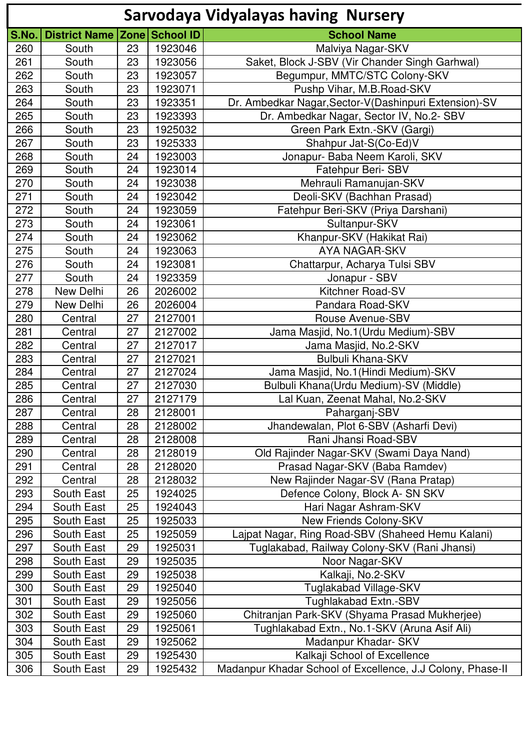# Sarvodaya Vidyalayas having Nursery

| S.No. | District Name | Zone | School ID | School Name |
|---|---|---|---|---|
| 260 | South | 23 | 1923046 | Malviya Nagar-SKV |
| 261 | South | 23 | 1923056 | Saket, Block J-SBV (Vir Chander Singh Garhwal) |
| 262 | South | 23 | 1923057 | Begumpur, MMTC/STC Colony-SKV |
| 263 | South | 23 | 1923071 | Pushp Vihar, M.B.Road-SKV |
| 264 | South | 23 | 1923351 | Dr. Ambedkar Nagar,Sector-V(Dashinpuri Extension)-SV |
| 265 | South | 23 | 1923393 | Dr. Ambedkar Nagar, Sector IV, No.2- SBV |
| 266 | South | 23 | 1925032 | Green Park Extn.-SKV (Gargi) |
| 267 | South | 23 | 1925333 | Shahpur Jat-S(Co-Ed)V |
| 268 | South | 24 | 1923003 | Jonapur- Baba Neem Karoli, SKV |
| 269 | South | 24 | 1923014 | Fatehpur Beri- SBV |
| 270 | South | 24 | 1923038 | Mehrauli Ramanujan-SKV |
| 271 | South | 24 | 1923042 | Deoli-SKV (Bachhan Prasad) |
| 272 | South | 24 | 1923059 | Fatehpur Beri-SKV (Priya Darshani) |
| 273 | South | 24 | 1923061 | Sultanpur-SKV |
| 274 | South | 24 | 1923062 | Khanpur-SKV (Hakikat Rai) |
| 275 | South | 24 | 1923063 | AYA NAGAR-SKV |
| 276 | South | 24 | 1923081 | Chattarpur, Acharya Tulsi SBV |
| 277 | South | 24 | 1923359 | Jonapur - SBV |
| 278 | New Delhi | 26 | 2026002 | Kitchner Road-SV |
| 279 | New Delhi | 26 | 2026004 | Pandara Road-SKV |
| 280 | Central | 27 | 2127001 | Rouse Avenue-SBV |
| 281 | Central | 27 | 2127002 | Jama Masjid, No.1(Urdu Medium)-SBV |
| 282 | Central | 27 | 2127017 | Jama Masjid, No.2-SKV |
| 283 | Central | 27 | 2127021 | Bulbuli Khana-SKV |
| 284 | Central | 27 | 2127024 | Jama Masjid, No.1(Hindi Medium)-SKV |
| 285 | Central | 27 | 2127030 | Bulbuli Khana(Urdu Medium)-SV (Middle) |
| 286 | Central | 27 | 2127179 | Lal Kuan, Zeenat Mahal, No.2-SKV |
| 287 | Central | 28 | 2128001 | Paharganj-SBV |
| 288 | Central | 28 | 2128002 | Jhandewalan, Plot 6-SBV (Asharfi Devi) |
| 289 | Central | 28 | 2128008 | Rani Jhansi Road-SBV |
| 290 | Central | 28 | 2128019 | Old Rajinder Nagar-SKV (Swami Daya Nand) |
| 291 | Central | 28 | 2128020 | Prasad Nagar-SKV (Baba Ramdev) |
| 292 | Central | 28 | 2128032 | New Rajinder Nagar-SV (Rana Pratap) |
| 293 | South East | 25 | 1924025 | Defence Colony, Block A- SN SKV |
| 294 | South East | 25 | 1924043 | Hari Nagar Ashram-SKV |
| 295 | South East | 25 | 1925033 | New Friends Colony-SKV |
| 296 | South East | 25 | 1925059 | Lajpat Nagar, Ring Road-SBV (Shaheed Hemu Kalani) |
| 297 | South East | 29 | 1925031 | Tuglakabad, Railway Colony-SKV (Rani Jhansi) |
| 298 | South East | 29 | 1925035 | Noor Nagar-SKV |
| 299 | South East | 29 | 1925038 | Kalkaji, No.2-SKV |
| 300 | South East | 29 | 1925040 | Tuglakabad Village-SKV |
| 301 | South East | 29 | 1925056 | Tughlakabad Extn.-SBV |
| 302 | South East | 29 | 1925060 | Chitranjan Park-SKV (Shyama Prasad Mukherjee) |
| 303 | South East | 29 | 1925061 | Tughlakabad Extn., No.1-SKV (Aruna Asif Ali) |
| 304 | South East | 29 | 1925062 | Madanpur Khadar- SKV |
| 305 | South East | 29 | 1925430 | Kalkaji School of Excellence |
| 306 | South East | 29 | 1925432 | Madanpur Khadar School of Excellence, J.J Colony, Phase-II |